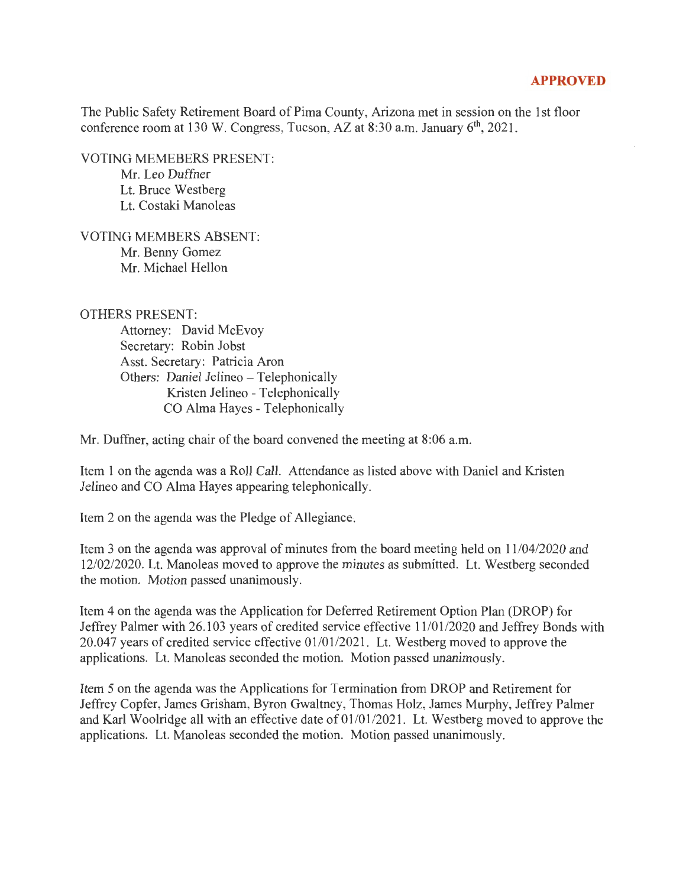**APPROVED**

The Public Safety Retirement Board of Pima County, Arizona met in session on the 1st floor conference room at 130 W. Congress, Tucson, AZ at 8:30 a.m. January 6th, 2021.

VOTING MEMEBERS PRESENT:

- Mr. Leo Duffner
- Lt. Bruce Westberg
- Lt. Costaki Manoleas

VOTING MEMBERS ABSENT:

- Mr. Benny Gomez
- Mr. Michael Hellon

OTHERS PRESENT:

- Attorney: David McEvoy
- Secretary: Robin Jobst
- Asst. Secretary: Patricia Aron
- Others: Daniel Jelineo – Telephonically
  - Kristen Jelineo - Telephonically
  - CO Alma Hayes - Telephonically

Mr. Duffner, acting chair of the board convened the meeting at 8:06 a.m.

Item 1 on the agenda was a Roll Call. Attendance as listed above with Daniel and Kristen Jelineo and CO Alma Hayes appearing telephonically.

Item 2 on the agenda was the Pledge of Allegiance.

Item 3 on the agenda was approval of minutes from the board meeting held on 11/04/2020 and 12/02/2020. Lt. Manoleas moved to approve the minutes as submitted. Lt. Westberg seconded the motion. Motion passed unanimously.

Item 4 on the agenda was the Application for Deferred Retirement Option Plan (DROP) for Jeffrey Palmer with 26.103 years of credited service effective 11/01/2020 and Jeffrey Bonds with 20.047 years of credited service effective 01/01/2021. Lt. Westberg moved to approve the applications. Lt. Manoleas seconded the motion. Motion passed unanimously.

Item 5 on the agenda was the Applications for Termination from DROP and Retirement for Jeffrey Copfer, James Grisham, Byron Gwaltney, Thomas Holz, James Murphy, Jeffrey Palmer and Karl Woolridge all with an effective date of 01/01/2021. Lt. Westberg moved to approve the applications. Lt. Manoleas seconded the motion. Motion passed unanimously.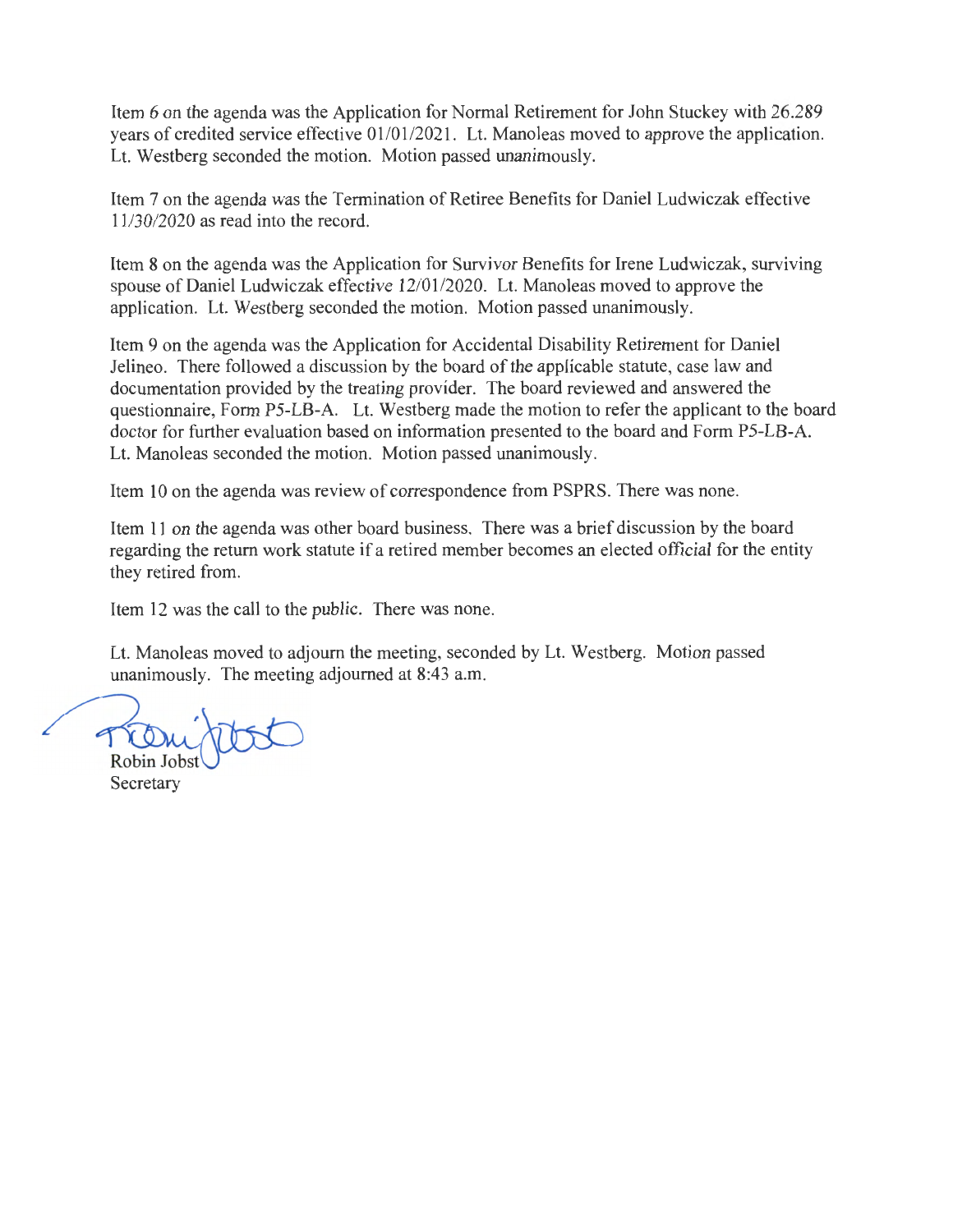Item 6 on the agenda was the Application for Normal Retirement for John Stuckey with 26.289 years of credited service effective 01/01/2021. Lt. Manoleas moved to approve the application. Lt. Westberg seconded the motion. Motion passed unanimously.

Item 7 on the agenda was the Termination of Retiree Benefits for Daniel Ludwiczak effective 11/30/2020 as read into the record.

Item 8 on the agenda was the Application for Survivor Benefits for Irene Ludwiczak, surviving spouse of Daniel Ludwiczak effective 12/01/2020. Lt. Manoleas moved to approve the application. Lt. Westberg seconded the motion. Motion passed unanimously.

Item 9 on the agenda was the Application for Accidental Disability Retirement for Daniel Jelineo. There followed a discussion by the board of the applicable statute, case law and documentation provided by the treating provider. The board reviewed and answered the questionnaire, Form P5-LB-A. Lt. Westberg made the motion to refer the applicant to the board doctor for further evaluation based on information presented to the board and Form P5-LB-A. Lt. Manoleas seconded the motion. Motion passed unanimously.

Item 10 on the agenda was review of correspondence from PSPRS. There was none.

Item 11 on the agenda was other board business. There was a brief discussion by the board regarding the return work statute if a retired member becomes an elected official for the entity they retired from.

Item 12 was the call to the public. There was none.

Lt. Manoleas moved to adjourn the meeting, seconded by Lt. Westberg. Motion passed unanimously. The meeting adjourned at 8:43 a.m.

Robin Jobst
Secretary